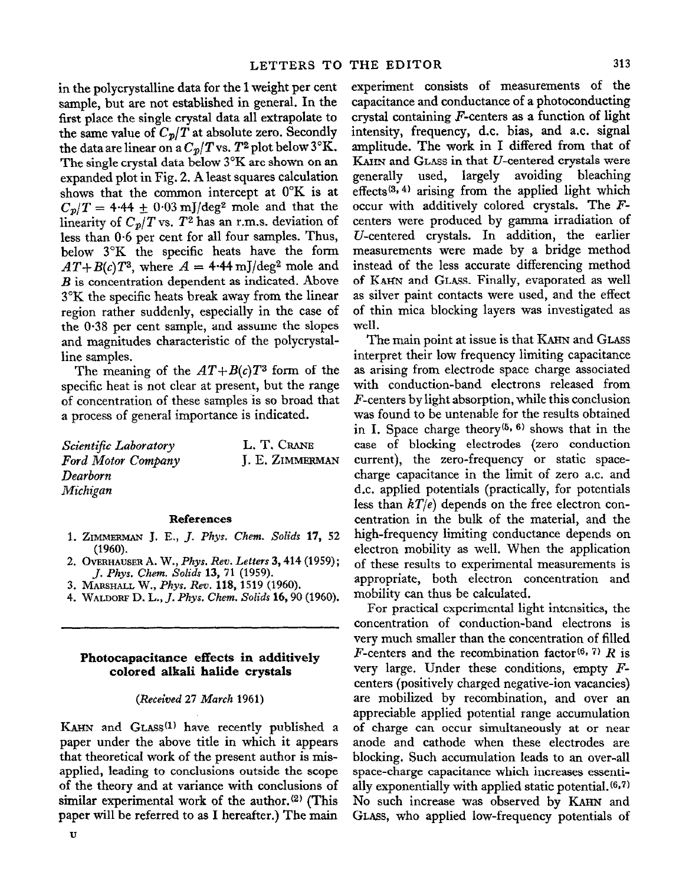in the polycrystalline data for the 1 weight per cent sample, but are not established in general. In the first place the single crystal data all extrapolate to the same value of $C_p/T$ at absolute zero. Secondly the data are linear on a $C_p/T$ vs. $T^2$ plot below 3°K. The single crystal data below 3°K are shown on an expanded plot in Fig. 2. A least squares calculation shows that the common intercept at 0°K is at $C_p/T = 4{\cdot}44 \pm 0{\cdot}03$ mJ/deg$^2$ mole and that the linearity of $C_p/T$ vs. $T^2$ has an r.m.s. deviation of less than 0·6 per cent for all four samples. Thus, below 3°K the specific heats have the form $AT + B(c)T^3$, where $A = 4{\cdot}44$ mJ/deg$^2$ mole and $B$ is concentration dependent as indicated. Above 3°K the specific heats break away from the linear region rather suddenly, especially in the case of the 0·38 per cent sample, and assume the slopes and magnitudes characteristic of the polycrystalline samples.

The meaning of the $AT + B(c)T^3$ form of the specific heat is not clear at present, but the range of concentration of these samples is so broad that a process of general importance is indicated.

*Scientific Laboratory*
*Ford Motor Company*
*Dearborn*
*Michigan*

L. T. CRANE
J. E. ZIMMERMAN

### References

1. ZIMMERMAN J. E., *J. Phys. Chem. Solids* **17**, 52 (1960).
2. OVERHAUSER A. W., *Phys. Rev. Letters* **3**, 414 (1959); *J. Phys. Chem. Solids* **13**, 71 (1959).
3. MARSHALL W., *Phys. Rev.* **118**, 1519 (1960).
4. WALDORF D. L., *J. Phys. Chem. Solids* **16**, 90 (1960).

---

## Photocapacitance effects in additively colored alkali halide crystals

*(Received 27 March 1961)*

KAHN and GLASS[1] have recently published a paper under the above title in which it appears that theoretical work of the present author is misapplied, leading to conclusions outside the scope of the theory and at variance with conclusions of similar experimental work of the author.[2] (This paper will be referred to as I hereafter.) The main experiment consists of measurements of the capacitance and conductance of a photoconducting crystal containing $F$-centers as a function of light intensity, frequency, d.c. bias, and a.c. signal amplitude. The work in I differed from that of KAHN and GLASS in that $U$-centered crystals were generally used, largely avoiding bleaching effects[3,4] arising from the applied light which occur with additively colored crystals. The $F$-centers were produced by gamma irradiation of $U$-centered crystals. In addition, the earlier measurements were made by a bridge method instead of the less accurate differencing method of KAHN and GLASS. Finally, evaporated as well as silver paint contacts were used, and the effect of thin mica blocking layers was investigated as well.

The main point at issue is that KAHN and GLASS interpret their low frequency limiting capacitance as arising from electrode space charge associated with conduction-band electrons released from $F$-centers by light absorption, while this conclusion was found to be untenable for the results obtained in I. Space charge theory[5,6] shows that in the case of blocking electrodes (zero conduction current), the zero-frequency or static space-charge capacitance in the limit of zero a.c. and d.c. applied potentials (practically, for potentials less than $kT/e$) depends on the free electron concentration in the bulk of the material, and the high-frequency limiting conductance depends on electron mobility as well. When the application of these results to experimental measurements is appropriate, both electron concentration and mobility can thus be calculated.

For practical experimental light intensities, the concentration of conduction-band electrons is very much smaller than the concentration of filled $F$-centers and the recombination factor[6,7] $R$ is very large. Under these conditions, empty $F$-centers (positively charged negative-ion vacancies) are mobilized by recombination, and over an appreciable applied potential range accumulation of charge can occur simultaneously at or near anode and cathode when these electrodes are blocking. Such accumulation leads to an over-all space-charge capacitance which increases essentially exponentially with applied static potential.[6,7] No such increase was observed by KAHN and GLASS, who applied low-frequency potentials of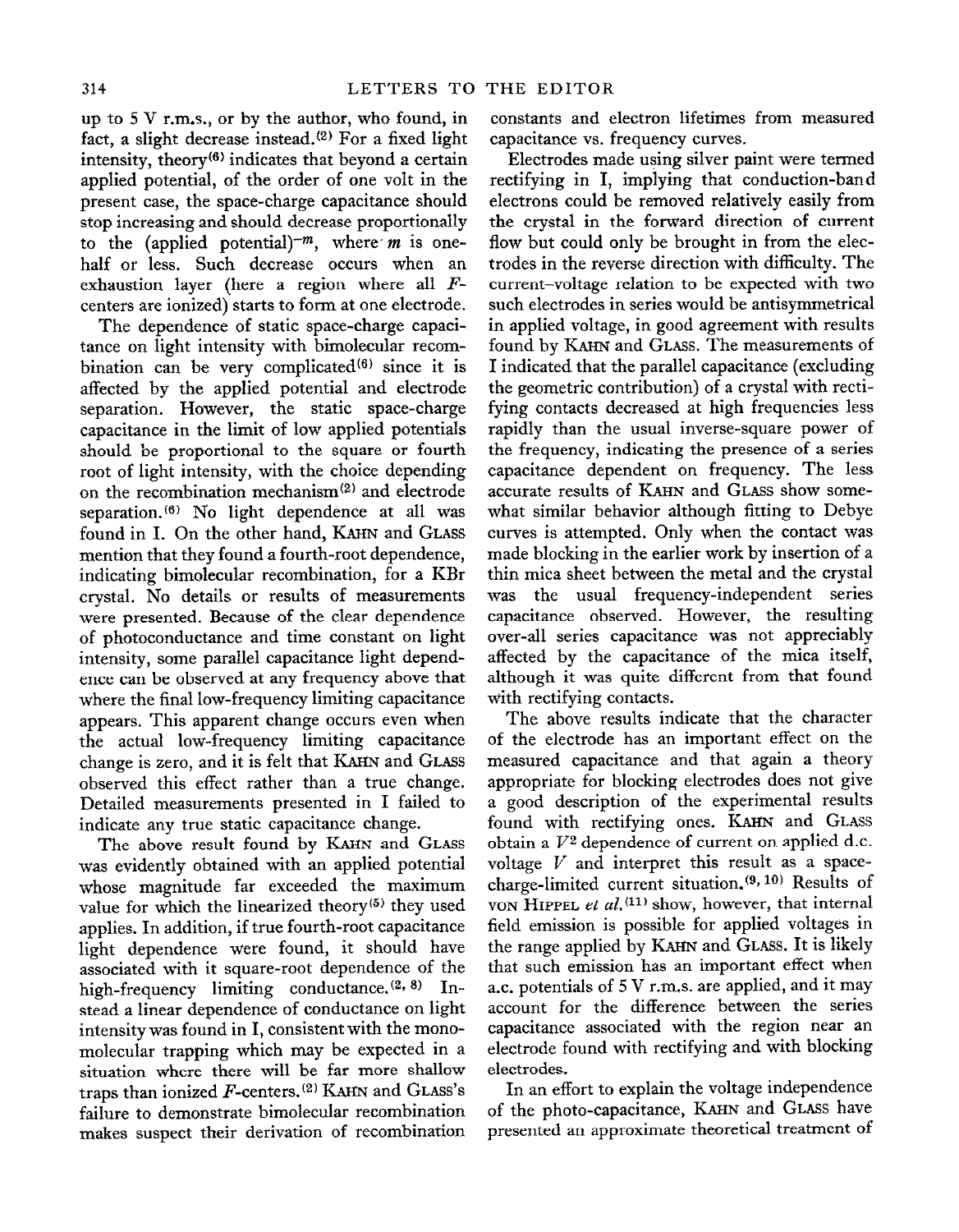up to 5 V r.m.s., or by the author, who found, in fact, a slight decrease instead.[2] For a fixed light intensity, theory[6] indicates that beyond a certain applied potential, of the order of one volt in the present case, the space-charge capacitance should stop increasing and should decrease proportionally to the (applied potential)$^{-m}$, where $m$ is one-half or less. Such decrease occurs when an exhaustion layer (here a region where all $F$-centers are ionized) starts to form at one electrode.

The dependence of static space-charge capacitance on light intensity with bimolecular recombination can be very complicated[6] since it is affected by the applied potential and electrode separation. However, the static space-charge capacitance in the limit of low applied potentials should be proportional to the square or fourth root of light intensity, with the choice depending on the recombination mechanism[2] and electrode separation.[6] No light dependence at all was found in I. On the other hand, KAHN and GLASS mention that they found a fourth-root dependence, indicating bimolecular recombination, for a KBr crystal. No details or results of measurements were presented. Because of the clear dependence of photoconductance and time constant on light intensity, some parallel capacitance light dependence can be observed at any frequency above that where the final low-frequency limiting capacitance appears. This apparent change occurs even when the actual low-frequency limiting capacitance change is zero, and it is felt that KAHN and GLASS observed this effect rather than a true change. Detailed measurements presented in I failed to indicate any true static capacitance change.

The above result found by KAHN and GLASS was evidently obtained with an applied potential whose magnitude far exceeded the maximum value for which the linearized theory[5] they used applies. In addition, if true fourth-root capacitance light dependence were found, it should have associated with it square-root dependence of the high-frequency limiting conductance.[2, 8] Instead a linear dependence of conductance on light intensity was found in I, consistent with the monomolecular trapping which may be expected in a situation where there will be far more shallow traps than ionized $F$-centers.[2] KAHN and GLASS's failure to demonstrate bimolecular recombination makes suspect their derivation of recombination constants and electron lifetimes from measured capacitance vs. frequency curves.

Electrodes made using silver paint were termed rectifying in I, implying that conduction-band electrons could be removed relatively easily from the crystal in the forward direction of current flow but could only be brought in from the electrodes in the reverse direction with difficulty. The current–voltage relation to be expected with two such electrodes in series would be antisymmetrical in applied voltage, in good agreement with results found by KAHN and GLASS. The measurements of I indicated that the parallel capacitance (excluding the geometric contribution) of a crystal with rectifying contacts decreased at high frequencies less rapidly than the usual inverse-square power of the frequency, indicating the presence of a series capacitance dependent on frequency. The less accurate results of KAHN and GLASS show somewhat similar behavior although fitting to Debye curves is attempted. Only when the contact was made blocking in the earlier work by insertion of a thin mica sheet between the metal and the crystal was the usual frequency-independent series capacitance observed. However, the resulting over-all series capacitance was not appreciably affected by the capacitance of the mica itself, although it was quite different from that found with rectifying contacts.

The above results indicate that the character of the electrode has an important effect on the measured capacitance and that again a theory appropriate for blocking electrodes does not give a good description of the experimental results found with rectifying ones. KAHN and GLASS obtain a $V^2$ dependence of current on applied d.c. voltage $V$ and interpret this result as a space-charge-limited current situation.[9, 10] Results of VON HIPPEL *et al.*[11] show, however, that internal field emission is possible for applied voltages in the range applied by KAHN and GLASS. It is likely that such emission has an important effect when a.c. potentials of 5 V r.m.s. are applied, and it may account for the difference between the series capacitance associated with the region near an electrode found with rectifying and with blocking electrodes.

In an effort to explain the voltage independence of the photo-capacitance, KAHN and GLASS have presented an approximate theoretical treatment of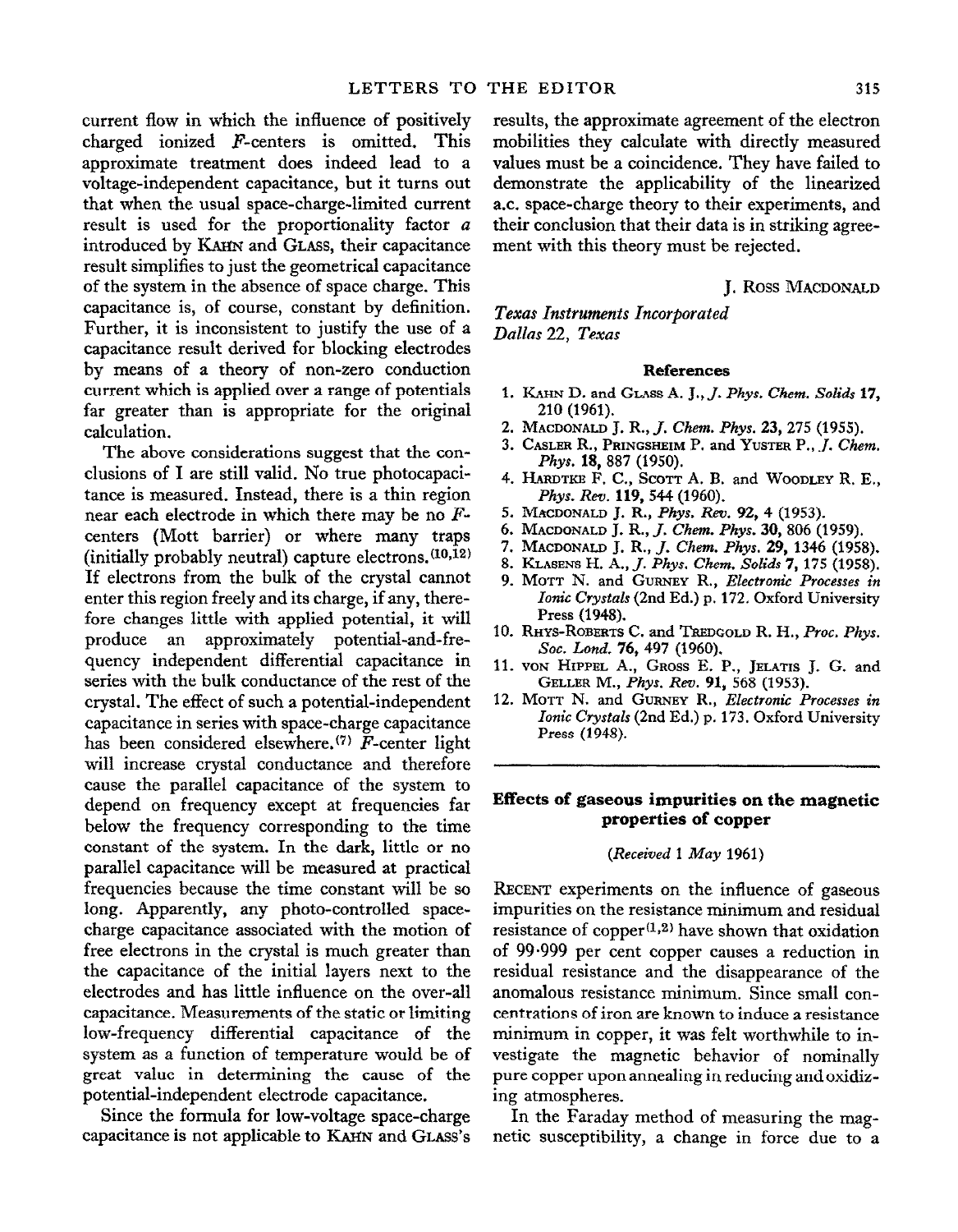current flow in which the influence of positively charged ionized *F*-centers is omitted. This approximate treatment does indeed lead to a voltage-independent capacitance, but it turns out that when the usual space-charge-limited current result is used for the proportionality factor *a* introduced by KAHN and GLASS, their capacitance result simplifies to just the geometrical capacitance of the system in the absence of space charge. This capacitance is, of course, constant by definition. Further, it is inconsistent to justify the use of a capacitance result derived for blocking electrodes by means of a theory of non-zero conduction current which is applied over a range of potentials far greater than is appropriate for the original calculation.

The above considerations suggest that the conclusions of I are still valid. No true photocapacitance is measured. Instead, there is a thin region near each electrode in which there may be no *F*-centers (Mott barrier) or where many traps (initially probably neutral) capture electrons.[10,12] If electrons from the bulk of the crystal cannot enter this region freely and its charge, if any, therefore changes little with applied potential, it will produce an approximately potential-and-frequency independent differential capacitance in series with the bulk conductance of the rest of the crystal. The effect of such a potential-independent capacitance in series with space-charge capacitance has been considered elsewhere.[7] *F*-center light will increase crystal conductance and therefore cause the parallel capacitance of the system to depend on frequency except at frequencies far below the frequency corresponding to the time constant of the system. In the dark, little or no parallel capacitance will be measured at practical frequencies because the time constant will be so long. Apparently, any photo-controlled space-charge capacitance associated with the motion of free electrons in the crystal is much greater than the capacitance of the initial layers next to the electrodes and has little influence on the over-all capacitance. Measurements of the static or limiting low-frequency differential capacitance of the system as a function of temperature would be of great value in determining the cause of the potential-independent electrode capacitance.

Since the formula for low-voltage space-charge capacitance is not applicable to KAHN and GLASS's results, the approximate agreement of the electron mobilities they calculate with directly measured values must be a coincidence. They have failed to demonstrate the applicability of the linearized a.c. space-charge theory to their experiments, and their conclusion that their data is in striking agreement with this theory must be rejected.

J. ROSS MACDONALD

*Texas Instruments Incorporated*
*Dallas 22, Texas*

### References

1. KAHN D. and GLASS A. J., *J. Phys. Chem. Solids* **17**, 210 (1961).
2. MACDONALD J. R., *J. Chem. Phys.* **23**, 275 (1955).
3. CASLER R., PRINGSHEIM P. and YUSTER P., *J. Chem. Phys.* **18**, 887 (1950).
4. HARDTKE F. C., SCOTT A. B. and WOODLEY R. E., *Phys. Rev.* **119**, 544 (1960).
5. MACDONALD J. R., *Phys. Rev.* **92**, 4 (1953).
6. MACDONALD J. R., *J. Chem. Phys.* **30**, 806 (1959).
7. MACDONALD J. R., *J. Chem. Phys.* **29**, 1346 (1958).
8. KLASENS H. A., *J. Phys. Chem. Solids* **7**, 175 (1958).
9. MOTT N. and GURNEY R., *Electronic Processes in Ionic Crystals* (2nd Ed.) p. 172. Oxford University Press (1948).
10. RHYS-ROBERTS C. and TREDGOLD R. H., *Proc. Phys. Soc. Lond.* **76**, 497 (1960).
11. VON HIPPEL A., GROSS E. P., JELATIS J. G. and GELLER M., *Phys. Rev.* **91**, 568 (1953).
12. MOTT N. and GURNEY R., *Electronic Processes in Ionic Crystals* (2nd Ed.) p. 173. Oxford University Press (1948).

## Effects of gaseous impurities on the magnetic properties of copper

*(Received 1 May 1961)*

RECENT experiments on the influence of gaseous impurities on the resistance minimum and residual resistance of copper[1,2] have shown that oxidation of 99·999 per cent copper causes a reduction in residual resistance and the disappearance of the anomalous resistance minimum. Since small concentrations of iron are known to induce a resistance minimum in copper, it was felt worthwhile to investigate the magnetic behavior of nominally pure copper upon annealing in reducing and oxidizing atmospheres.

In the Faraday method of measuring the magnetic susceptibility, a change in force due to a